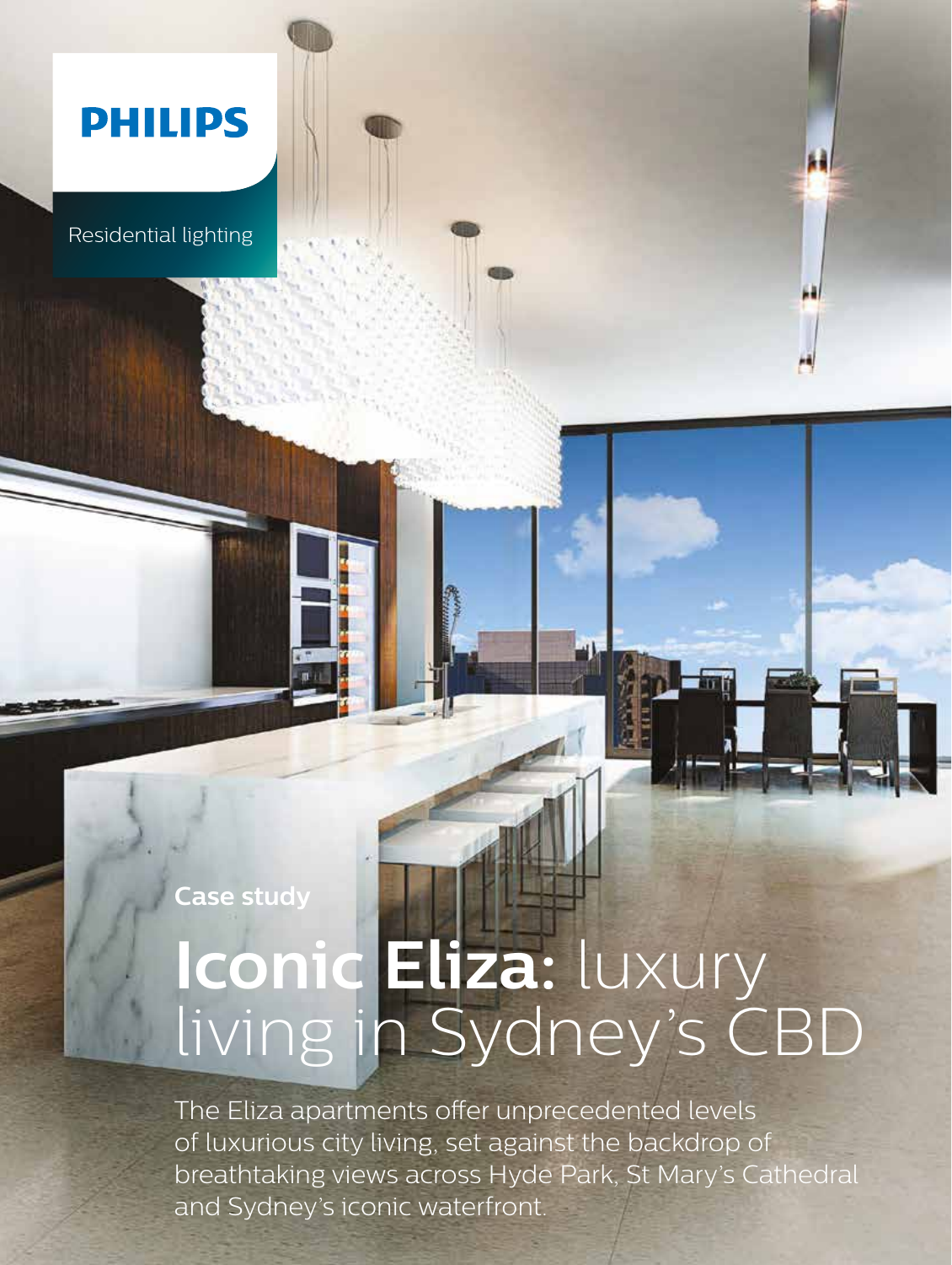PHILIPS

Residential lighting

**Case study**

# **Iconic Eliza:** luxury living in Sydney's CBD

The Eliza apartments offer unprecedented levels of luxurious city living, set against the backdrop of breathtaking views across Hyde Park, St Mary's Cathedral and Sydney's iconic waterfront.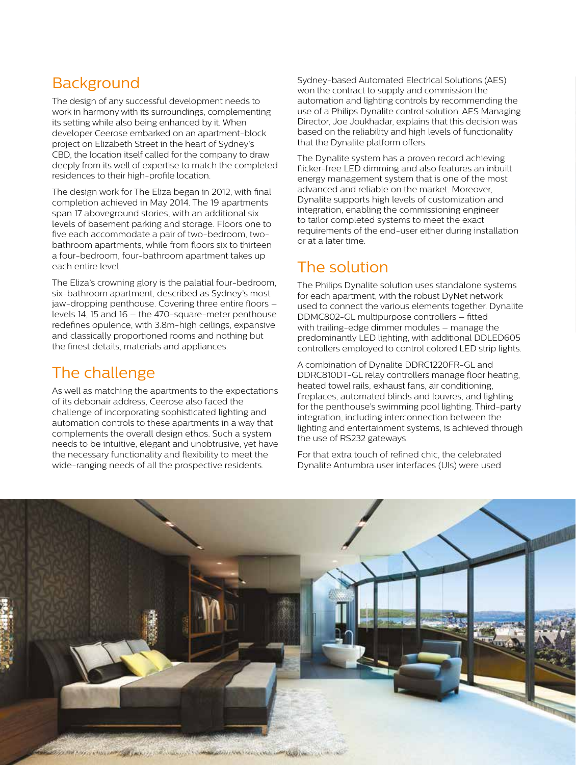## Background

The design of any successful development needs to work in harmony with its surroundings, complementing its setting while also being enhanced by it. When developer Ceerose embarked on an apartment-block project on Elizabeth Street in the heart of Sydney's CBD, the location itself called for the company to draw deeply from its well of expertise to match the completed residences to their high-profile location.

The design work for The Eliza began in 2012, with final completion achieved in May 2014. The 19 apartments span 17 aboveground stories, with an additional six levels of basement parking and storage. Floors one to five each accommodate a pair of two-bedroom, two-bathroom apartments, while from floors six to thirteen a four-bedroom, four-bathroom apartment takes up each entire level.

The Eliza's crowning glory is the palatial four-bedroom, six-bathroom apartment, described as Sydney's most jaw-dropping penthouse. Covering three entire floors – levels 14, 15 and 16 – the 470-square-meter penthouse redefines opulence, with 3.8m-high ceilings, expansive and classically proportioned rooms and nothing but the finest details, materials and appliances.

## The challenge

As well as matching the apartments to the expectations of its debonair address, Ceerose also faced the challenge of incorporating sophisticated lighting and automation controls to these apartments in a way that complements the overall design ethos. Such a system needs to be intuitive, elegant and unobtrusive, yet have the necessary functionality and flexibility to meet the wide-ranging needs of all the prospective residents.

Sydney-based Automated Electrical Solutions (AES) won the contract to supply and commission the automation and lighting controls by recommending the use of a Philips Dynalite control solution. AES Managing Director, Joe Joukhadar, explains that this decision was based on the reliability and high levels of functionality that the Dynalite platform offers.

The Dynalite system has a proven record achieving flicker-free LED dimming and also features an inbuilt energy management system that is one of the most advanced and reliable on the market. Moreover, Dynalite supports high levels of customization and integration, enabling the commissioning engineer to tailor completed systems to meet the exact requirements of the end-user either during installation or at a later time.

## The solution

The Philips Dynalite solution uses standalone systems for each apartment, with the robust DyNet network used to connect the various elements together. Dynalite DDMC802-GL multipurpose controllers – fitted with trailing-edge dimmer modules – manage the predominantly LED lighting, with additional DDLED605 controllers employed to control colored LED strip lights.

A combination of Dynalite DDRC1220FR-GL and DDRC810DT-GL relay controllers manage floor heating, heated towel rails, exhaust fans, air conditioning, fireplaces, automated blinds and louvres, and lighting for the penthouse's swimming pool lighting. Third-party integration, including interconnection between the lighting and entertainment systems, is achieved through the use of RS232 gateways.

For that extra touch of refined chic, the celebrated Dynalite Antumbra user interfaces (UIs) were used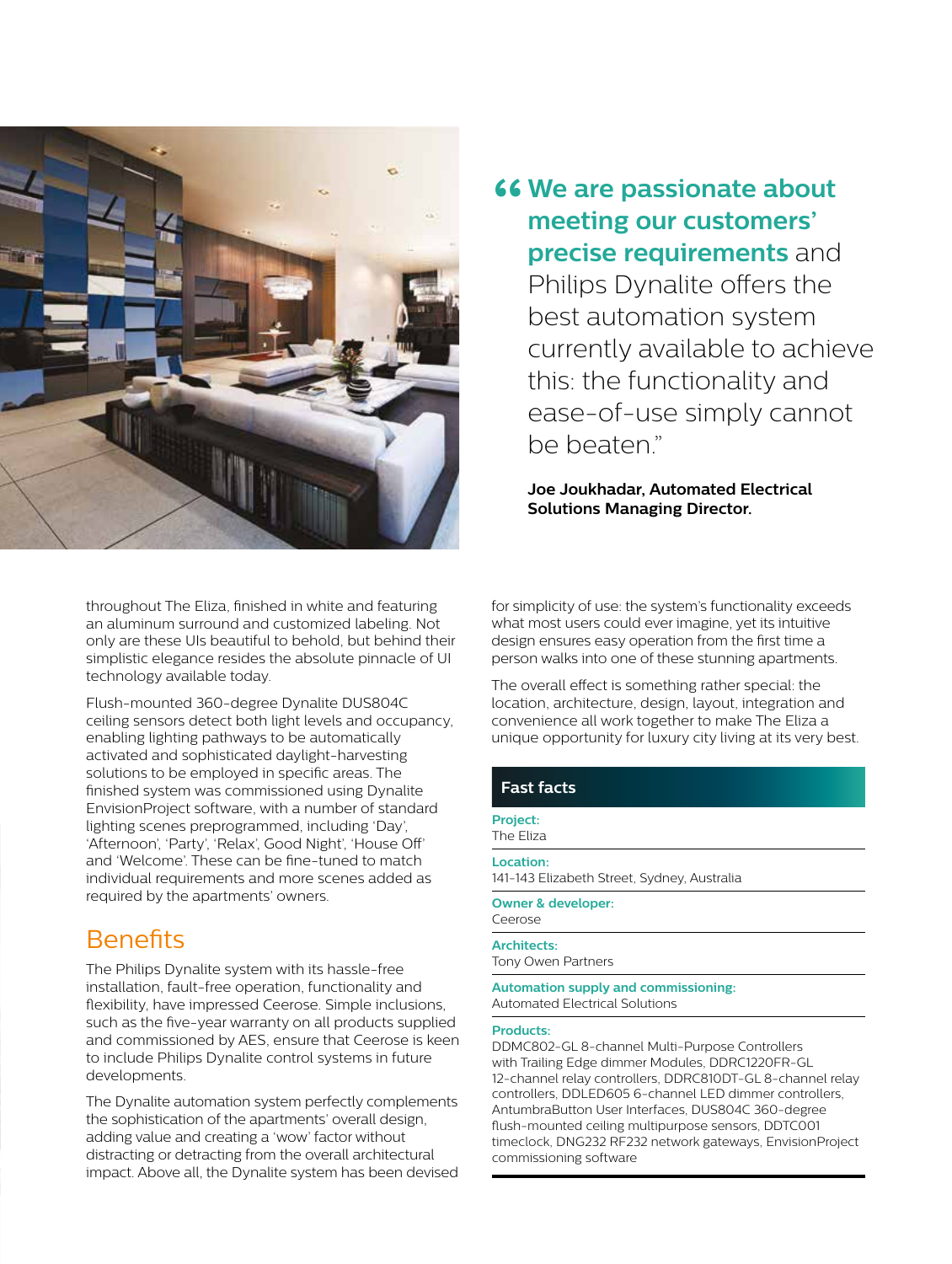> **“We are passionate about meeting our customers’ precise requirements** and Philips Dynalite offers the best automation system currently available to achieve this: the functionality and ease-of-use simply cannot be beaten.”
>
> **Joe Joukhadar, Automated Electrical Solutions Managing Director.**

throughout The Eliza, finished in white and featuring an aluminum surround and customized labeling. Not only are these UIs beautiful to behold, but behind their simplistic elegance resides the absolute pinnacle of UI technology available today.

Flush-mounted 360-degree Dynalite DUS804C ceiling sensors detect both light levels and occupancy, enabling lighting pathways to be automatically activated and sophisticated daylight-harvesting solutions to be employed in specific areas. The finished system was commissioned using Dynalite EnvisionProject software, with a number of standard lighting scenes preprogrammed, including ‘Day’, ‘Afternoon’, ‘Party’, ‘Relax’, Good Night’, ‘House Off’ and ‘Welcome’. These can be fine-tuned to match individual requirements and more scenes added as required by the apartments’ owners.

## Benefits

The Philips Dynalite system with its hassle-free installation, fault-free operation, functionality and flexibility, have impressed Ceerose. Simple inclusions, such as the five-year warranty on all products supplied and commissioned by AES, ensure that Ceerose is keen to include Philips Dynalite control systems in future developments.

The Dynalite automation system perfectly complements the sophistication of the apartments’ overall design, adding value and creating a ‘wow’ factor without distracting or detracting from the overall architectural impact. Above all, the Dynalite system has been devised for simplicity of use: the system’s functionality exceeds what most users could ever imagine, yet its intuitive design ensures easy operation from the first time a person walks into one of these stunning apartments.

The overall effect is something rather special: the location, architecture, design, layout, integration and convenience all work together to make The Eliza a unique opportunity for luxury city living at its very best.

### Fast facts

**Project:**
The Eliza

**Location:**
141-143 Elizabeth Street, Sydney, Australia

**Owner & developer:**
Ceerose

**Architects:**
Tony Owen Partners

**Automation supply and commissioning:**
Automated Electrical Solutions

**Products:**
DDMC802-GL 8-channel Multi-Purpose Controllers with Trailing Edge dimmer Modules, DDRC1220FR-GL 12-channel relay controllers, DDRC810DT-GL 8-channel relay controllers, DDLED605 6-channel LED dimmer controllers, AntumbraButton User Interfaces, DUS804C 360-degree flush-mounted ceiling multipurpose sensors, DDTC001 timeclock, DNG232 RF232 network gateways, EnvisionProject commissioning software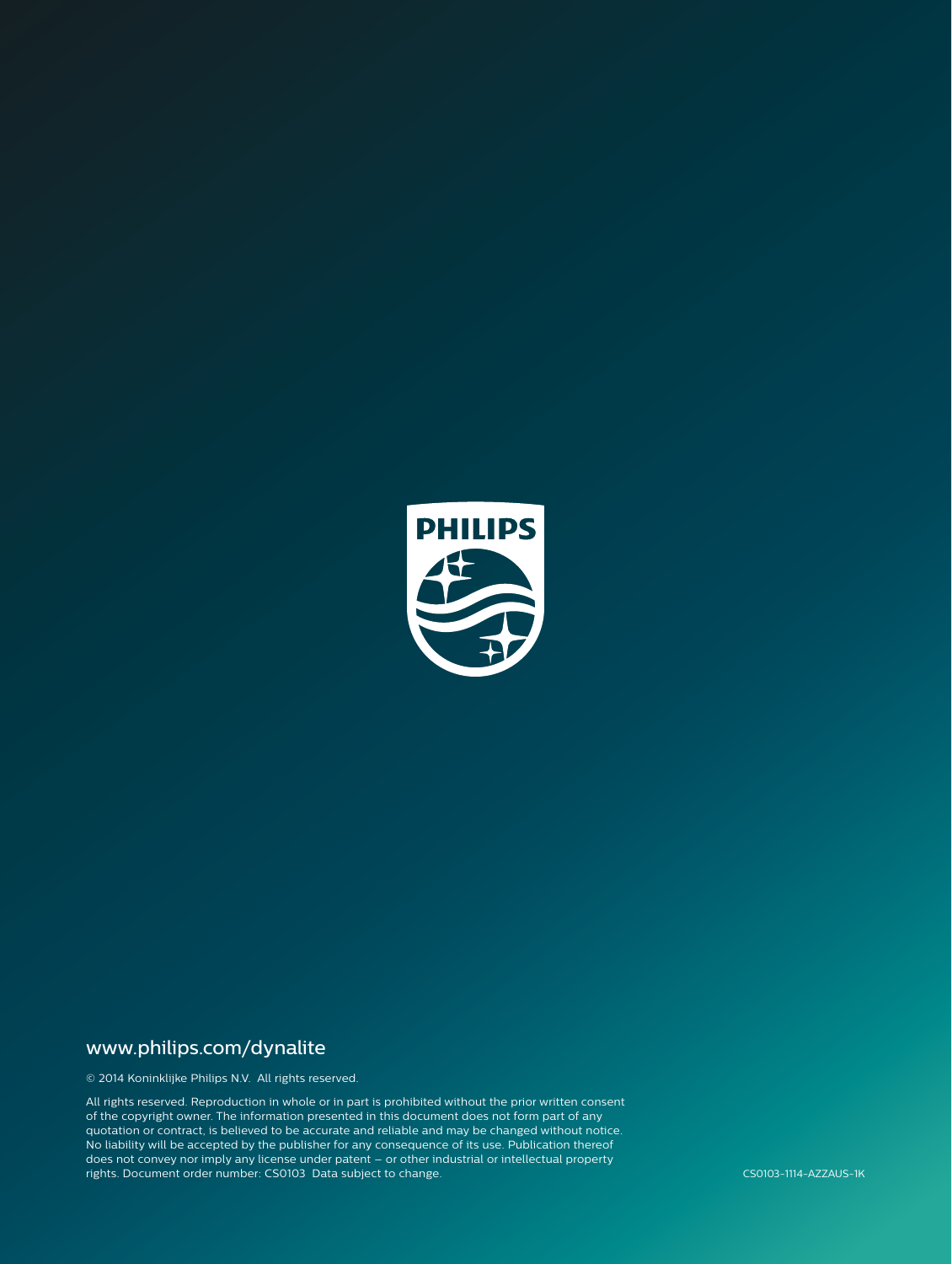PHILIPS

www.philips.com/dynalite

© 2014 Koninklijke Philips N.V. All rights reserved.

All rights reserved. Reproduction in whole or in part is prohibited without the prior written consent of the copyright owner. The information presented in this document does not form part of any quotation or contract, is believed to be accurate and reliable and may be changed without notice. No liability will be accepted by the publisher for any consequence of its use. Publication thereof does not convey nor imply any license under patent – or other industrial or intellectual property rights. Document order number: CS0103 Data subject to change.

CS0103-1114-AZZAUS-1K